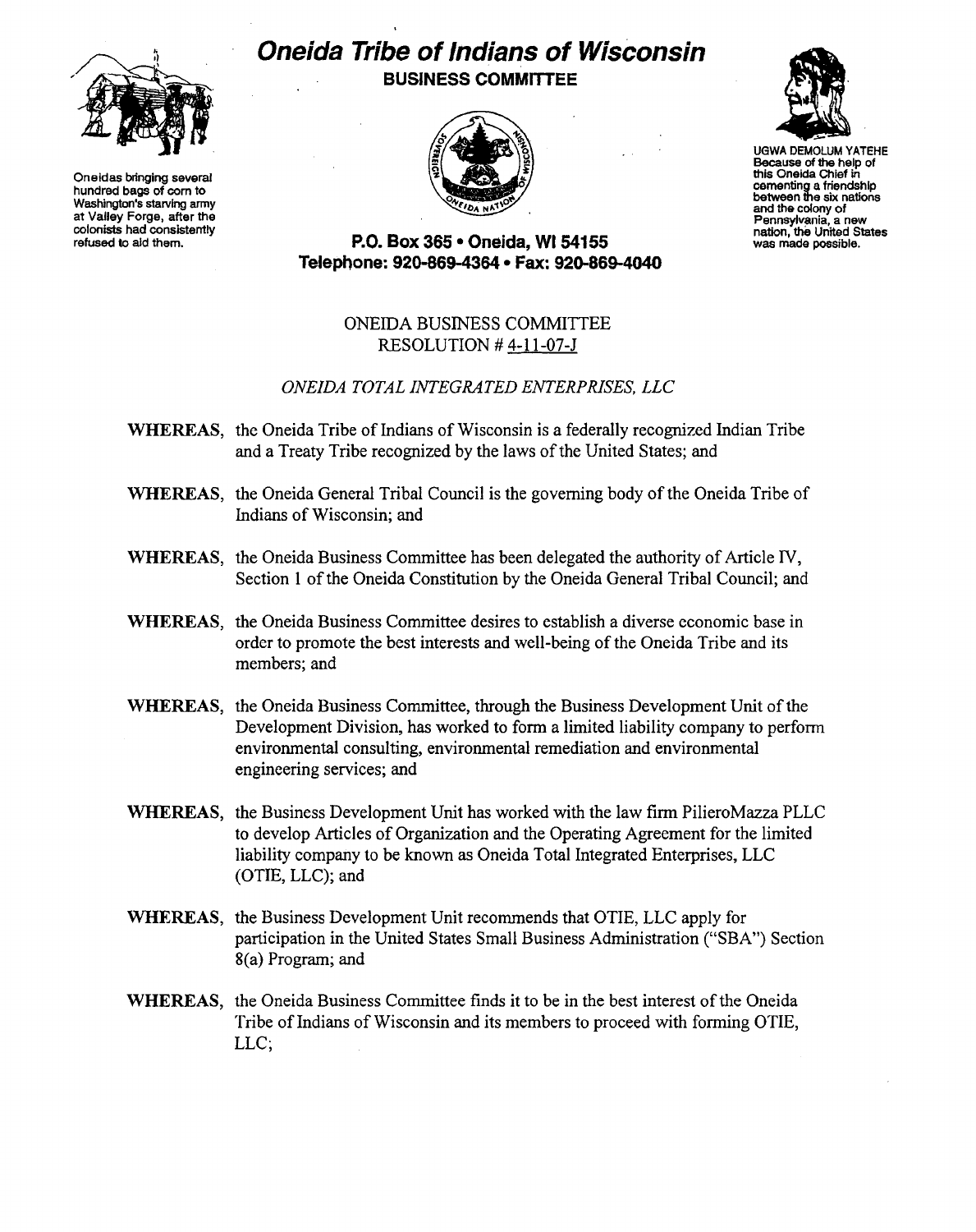# Oneida Tribe of Indians of Wisconsin

**BUSINESS COMMITTEE**

Oneidas bringing several hundred bags of corn to Washington's starving army at Valley Forge, after the colonists had consistently refused to aid them.

UGWA DEMOLUM YATEHE
Because of the help of this Oneida Chief in cementing a friendship between the six nations and the colony of Pennsylvania, a new nation, the United States was made possible.

**P.O. Box 365 • Oneida, WI 54155**
**Telephone: 920-869-4364 • Fax: 920-869-4040**

ONEIDA BUSINESS COMMITTEE
RESOLUTION # 4-11-07-J

*ONEIDA TOTAL INTEGRATED ENTERPRISES, LLC*

**WHEREAS,** the Oneida Tribe of Indians of Wisconsin is a federally recognized Indian Tribe and a Treaty Tribe recognized by the laws of the United States; and

**WHEREAS,** the Oneida General Tribal Council is the governing body of the Oneida Tribe of Indians of Wisconsin; and

**WHEREAS,** the Oneida Business Committee has been delegated the authority of Article IV, Section 1 of the Oneida Constitution by the Oneida General Tribal Council; and

**WHEREAS,** the Oneida Business Committee desires to establish a diverse economic base in order to promote the best interests and well-being of the Oneida Tribe and its members; and

**WHEREAS,** the Oneida Business Committee, through the Business Development Unit of the Development Division, has worked to form a limited liability company to perform environmental consulting, environmental remediation and environmental engineering services; and

**WHEREAS,** the Business Development Unit has worked with the law firm PilieroMazza PLLC to develop Articles of Organization and the Operating Agreement for the limited liability company to be known as Oneida Total Integrated Enterprises, LLC (OTIE, LLC); and

**WHEREAS,** the Business Development Unit recommends that OTIE, LLC apply for participation in the United States Small Business Administration ("SBA") Section 8(a) Program; and

**WHEREAS,** the Oneida Business Committee finds it to be in the best interest of the Oneida Tribe of Indians of Wisconsin and its members to proceed with forming OTIE, LLC;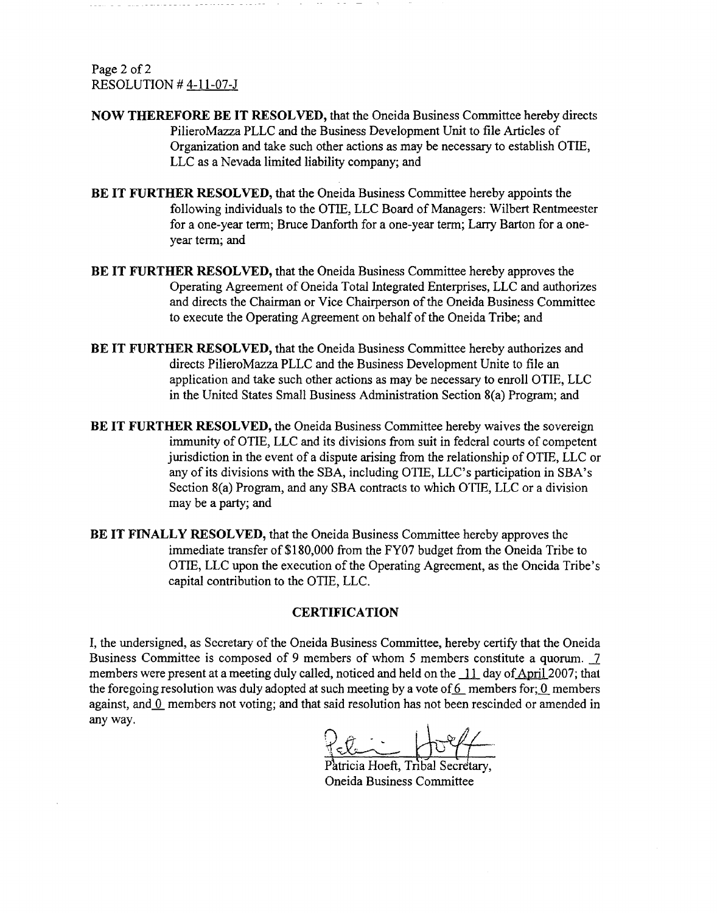RESOLUTION # 4-11-07-J

**NOW THEREFORE BE IT RESOLVED,** that the Oneida Business Committee hereby directs PilieroMazza PLLC and the Business Development Unit to file Articles of Organization and take such other actions as may be necessary to establish OTIE, LLC as a Nevada limited liability company; and

**BE IT FURTHER RESOLVED,** that the Oneida Business Committee hereby appoints the following individuals to the OTIE, LLC Board of Managers: Wilbert Rentmeester for a one-year term; Bruce Danforth for a one-year term; Larry Barton for a one-year term; and

**BE IT FURTHER RESOLVED,** that the Oneida Business Committee hereby approves the Operating Agreement of Oneida Total Integrated Enterprises, LLC and authorizes and directs the Chairman or Vice Chairperson of the Oneida Business Committee to execute the Operating Agreement on behalf of the Oneida Tribe; and

**BE IT FURTHER RESOLVED,** that the Oneida Business Committee hereby authorizes and directs PilieroMazza PLLC and the Business Development Unite to file an application and take such other actions as may be necessary to enroll OTIE, LLC in the United States Small Business Administration Section 8(a) Program; and

**BE IT FURTHER RESOLVED,** the Oneida Business Committee hereby waives the sovereign immunity of OTIE, LLC and its divisions from suit in federal courts of competent jurisdiction in the event of a dispute arising from the relationship of OTIE, LLC or any of its divisions with the SBA, including OTIE, LLC's participation in SBA's Section 8(a) Program, and any SBA contracts to which OTIE, LLC or a division may be a party; and

**BE IT FINALLY RESOLVED,** that the Oneida Business Committee hereby approves the immediate transfer of $180,000 from the FY07 budget from the Oneida Tribe to OTIE, LLC upon the execution of the Operating Agreement, as the Oneida Tribe's capital contribution to the OTIE, LLC.

## CERTIFICATION

I, the undersigned, as Secretary of the Oneida Business Committee, hereby certify that the Oneida Business Committee is composed of 9 members of whom 5 members constitute a quorum. 7 members were present at a meeting duly called, noticed and held on the 11 day of April 2007; that the foregoing resolution was duly adopted at such meeting by a vote of 6 members for; 0 members against, and 0 members not voting; and that said resolution has not been rescinded or amended in any way.

Patricia Hoeft, Tribal Secretary,
Oneida Business Committee